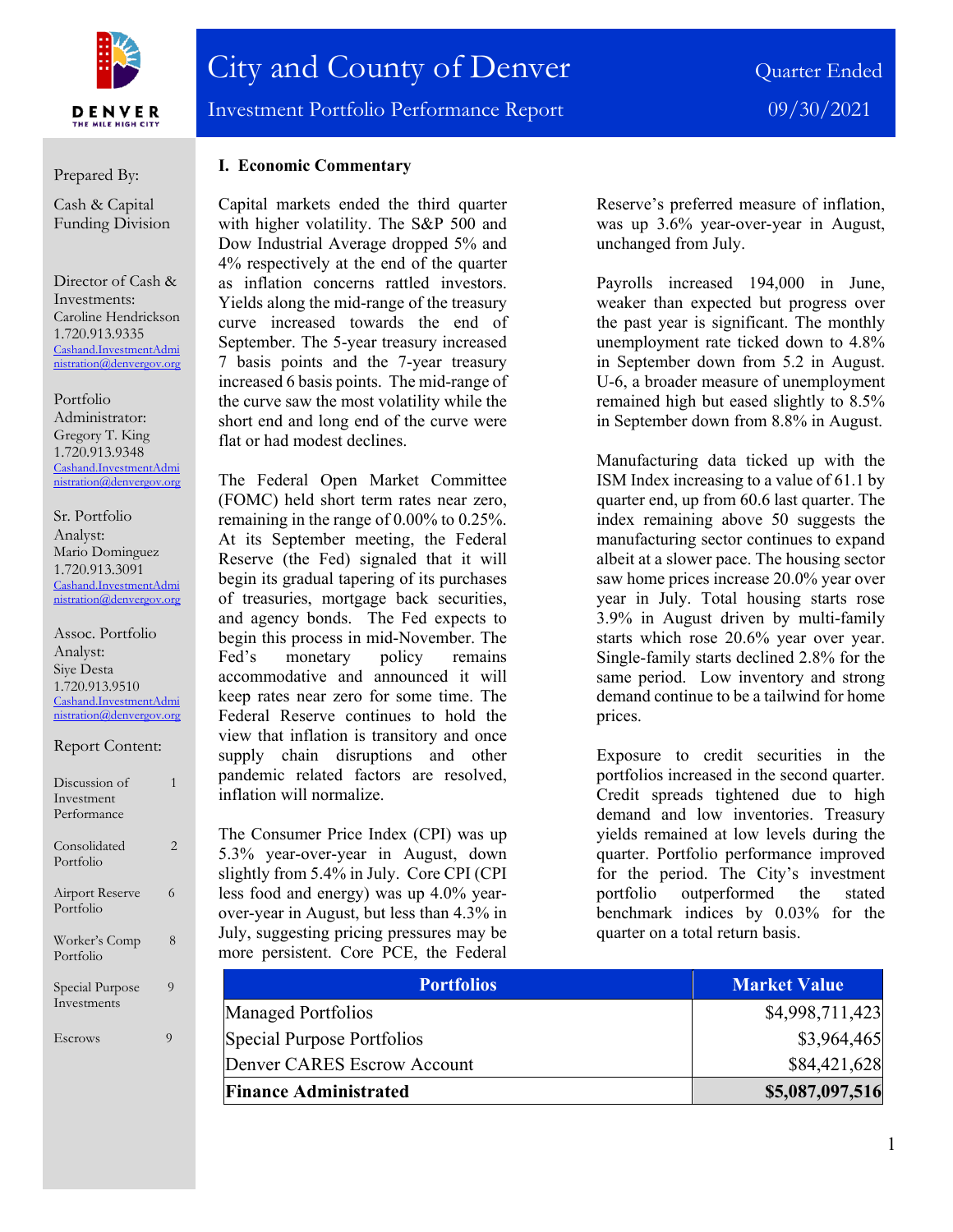# City and County of Denver

## Investment Portfolio Performance Report

Quarter Ended 09/30/2021

Prepared By:

Cash & Capital Funding Division

Director of Cash & Investments:
Caroline Hendrickson
1.720.913.9335
Cashand.InvestmentAdministration@denvergov.org

Portfolio Administrator:
Gregory T. King
1.720.913.9348
Cashand.InvestmentAdministration@denvergov.org

Sr. Portfolio Analyst:
Mario Dominguez
1.720.913.3091
Cashand.InvestmentAdministration@denvergov.org

Assoc. Portfolio Analyst:
Siye Desta
1.720.913.9510
Cashand.InvestmentAdministration@denvergov.org

Report Content:

| | |
|---|---|
| Discussion of Investment Performance | 1 |
| Consolidated Portfolio | 2 |
| Airport Reserve Portfolio | 6 |
| Worker's Comp Portfolio | 8 |
| Special Purpose Investments | 9 |
| Escrows | 9 |

### I. Economic Commentary

Capital markets ended the third quarter with higher volatility. The S&P 500 and Dow Industrial Average dropped 5% and 4% respectively at the end of the quarter as inflation concerns rattled investors. Yields along the mid-range of the treasury curve increased towards the end of September. The 5-year treasury increased 7 basis points and the 7-year treasury increased 6 basis points. The mid-range of the curve saw the most volatility while the short end and long end of the curve were flat or had modest declines.

The Federal Open Market Committee (FOMC) held short term rates near zero, remaining in the range of 0.00% to 0.25%. At its September meeting, the Federal Reserve (the Fed) signaled that it will begin its gradual tapering of its purchases of treasuries, mortgage back securities, and agency bonds. The Fed expects to begin this process in mid-November. The Fed's monetary policy remains accommodative and announced it will keep rates near zero for some time. The Federal Reserve continues to hold the view that inflation is transitory and once supply chain disruptions and other pandemic related factors are resolved, inflation will normalize.

The Consumer Price Index (CPI) was up 5.3% year-over-year in August, down slightly from 5.4% in July. Core CPI (CPI less food and energy) was up 4.0% year-over-year in August, but less than 4.3% in July, suggesting pricing pressures may be more persistent. Core PCE, the Federal Reserve's preferred measure of inflation, was up 3.6% year-over-year in August, unchanged from July.

Payrolls increased 194,000 in June, weaker than expected but progress over the past year is significant. The monthly unemployment rate ticked down to 4.8% in September down from 5.2 in August. U-6, a broader measure of unemployment remained high but eased slightly to 8.5% in September down from 8.8% in August.

Manufacturing data ticked up with the ISM Index increasing to a value of 61.1 by quarter end, up from 60.6 last quarter. The index remaining above 50 suggests the manufacturing sector continues to expand albeit at a slower pace. The housing sector saw home prices increase 20.0% year over year in July. Total housing starts rose 3.9% in August driven by multi-family starts which rose 20.6% year over year. Single-family starts declined 2.8% for the same period. Low inventory and strong demand continue to be a tailwind for home prices.

Exposure to credit securities in the portfolios increased in the second quarter. Credit spreads tightened due to high demand and low inventories. Treasury yields remained at low levels during the quarter. Portfolio performance improved for the period. The City's investment portfolio outperformed the stated benchmark indices by 0.03% for the quarter on a total return basis.

| Portfolios | Market Value |
|---|---|
| Managed Portfolios | $4,998,711,423 |
| Special Purpose Portfolios | $3,964,465 |
| Denver CARES Escrow Account | $84,421,628 |
| **Finance Administrated** | **$5,087,097,516** |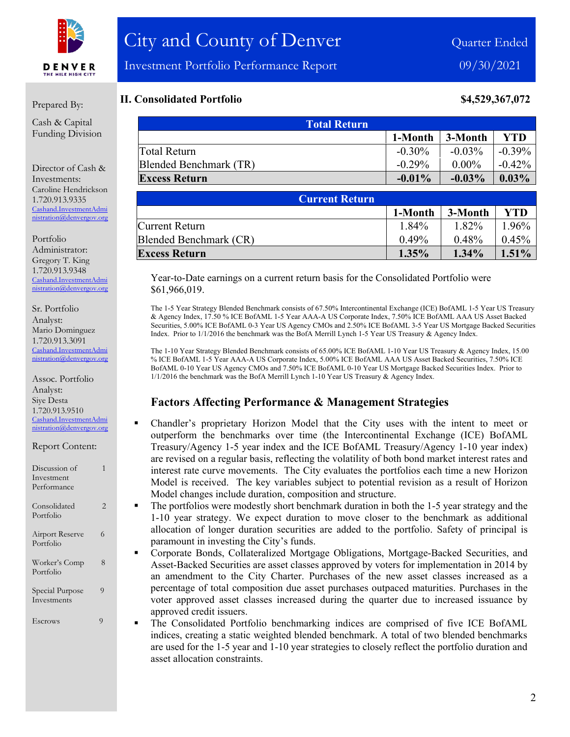# City and County of Denver

Investment Portfolio Performance Report

Quarter Ended 09/30/2021

Prepared By:

Cash & Capital Funding Division

Director of Cash & Investments:
Caroline Hendrickson
1.720.913.9335
Cashand.InvestmentAdministration@denvergov.org

Portfolio Administrator:
Gregory T. King
1.720.913.9348
Cashand.InvestmentAdministration@denvergov.org

Sr. Portfolio Analyst:
Mario Dominguez
1.720.913.3091
Cashand.InvestmentAdministration@denvergov.org

Assoc. Portfolio Analyst:
Siye Desta
1.720.913.9510
Cashand.InvestmentAdministration@denvergov.org

Report Content:

| | |
|---|---|
| Discussion of Investment Performance | 1 |
| Consolidated Portfolio | 2 |
| Airport Reserve Portfolio | 6 |
| Worker's Comp Portfolio | 8 |
| Special Purpose Investments | 9 |
| Escrows | 9 |

## II. Consolidated Portfolio — $4,529,367,072

| Total Return | 1-Month | 3-Month | YTD |
|---|---|---|---|
| Total Return | -0.30% | -0.03% | -0.39% |
| Blended Benchmark (TR) | -0.29% | 0.00% | -0.42% |
| **Excess Return** | **-0.01%** | **-0.03%** | **0.03%** |

| Current Return | 1-Month | 3-Month | YTD |
|---|---|---|---|
| Current Return | 1.84% | 1.82% | 1.96% |
| Blended Benchmark (CR) | 0.49% | 0.48% | 0.45% |
| **Excess Return** | **1.35%** | **1.34%** | **1.51%** |

Year-to-Date earnings on a current return basis for the Consolidated Portfolio were $61,966,019.

The 1-5 Year Strategy Blended Benchmark consists of 67.50% Intercontinental Exchange (ICE) BofAML 1-5 Year US Treasury & Agency Index, 17.50 % ICE BofAML 1-5 Year AAA-A US Corporate Index, 7.50% ICE BofAML AAA US Asset Backed Securities, 5.00% ICE BofAML 0-3 Year US Agency CMOs and 2.50% ICE BofAML 3-5 Year US Mortgage Backed Securities Index. Prior to 1/1/2016 the benchmark was the BofA Merrill Lynch 1-5 Year US Treasury & Agency Index.

The 1-10 Year Strategy Blended Benchmark consists of 65.00% ICE BofAML 1-10 Year US Treasury & Agency Index, 15.00 % ICE BofAML 1-5 Year AAA-A US Corporate Index, 5.00% ICE BofAML AAA US Asset Backed Securities, 7.50% ICE BofAML 0-10 Year US Agency CMOs and 7.50% ICE BofAML 0-10 Year US Mortgage Backed Securities Index. Prior to 1/1/2016 the benchmark was the BofA Merrill Lynch 1-10 Year US Treasury & Agency Index.

### Factors Affecting Performance & Management Strategies

- Chandler's proprietary Horizon Model that the City uses with the intent to meet or outperform the benchmarks over time (the Intercontinental Exchange (ICE) BofAML Treasury/Agency 1-5 year index and the ICE BofAML Treasury/Agency 1-10 year index) are revised on a regular basis, reflecting the volatility of both bond market interest rates and interest rate curve movements. The City evaluates the portfolios each time a new Horizon Model is received. The key variables subject to potential revision as a result of Horizon Model changes include duration, composition and structure.
- The portfolios were modestly short benchmark duration in both the 1-5 year strategy and the 1-10 year strategy. We expect duration to move closer to the benchmark as additional allocation of longer duration securities are added to the portfolio. Safety of principal is paramount in investing the City's funds.
- Corporate Bonds, Collateralized Mortgage Obligations, Mortgage-Backed Securities, and Asset-Backed Securities are asset classes approved by voters for implementation in 2014 by an amendment to the City Charter. Purchases of the new asset classes increased as a percentage of total composition due asset purchases outpaced maturities. Purchases in the voter approved asset classes increased during the quarter due to increased issuance by approved credit issuers.
- The Consolidated Portfolio benchmarking indices are comprised of five ICE BofAML indices, creating a static weighted blended benchmark. A total of two blended benchmarks are used for the 1-5 year and 1-10 year strategies to closely reflect the portfolio duration and asset allocation constraints.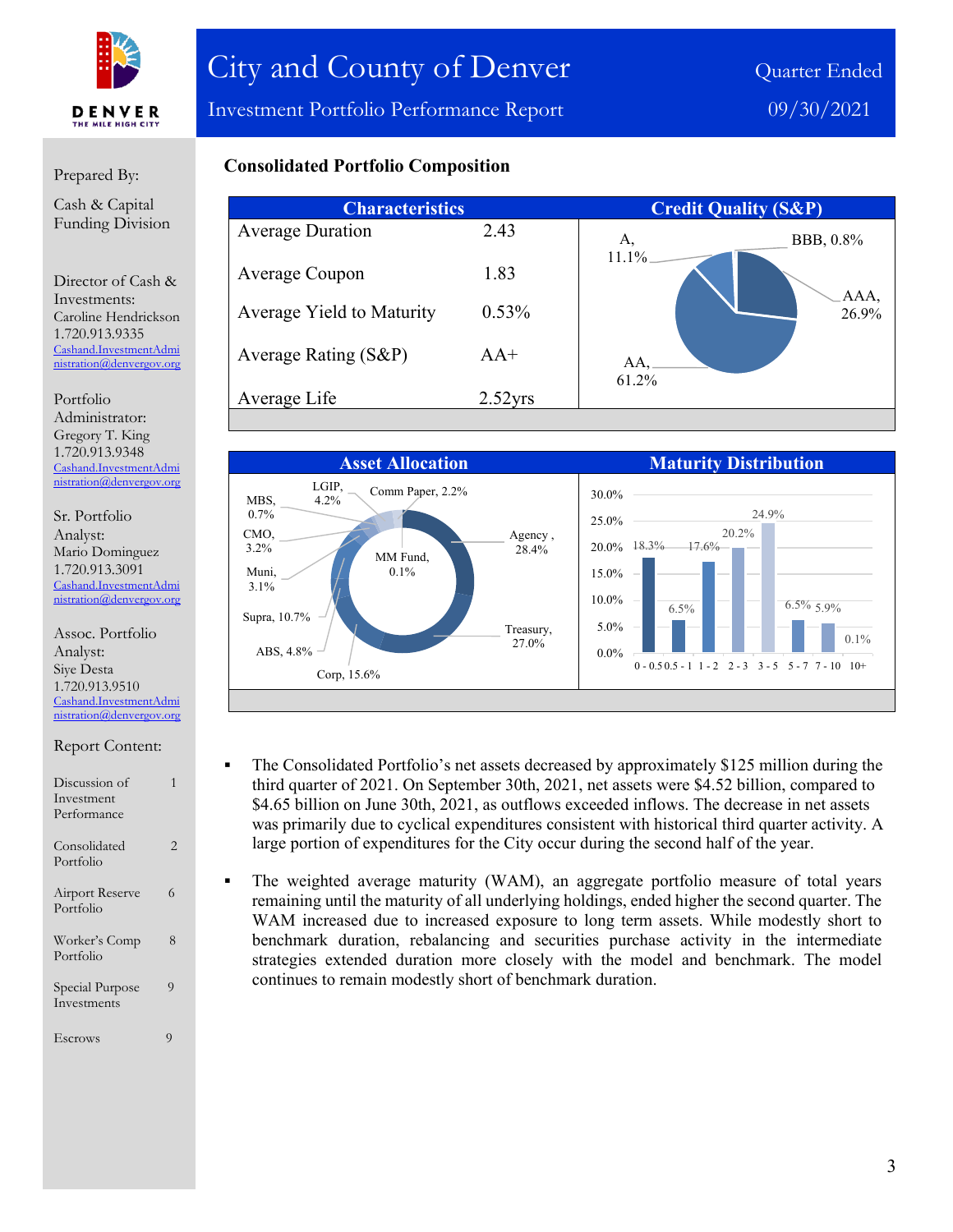# City and County of Denver

## Investment Portfolio Performance Report

Quarter Ended 09/30/2021

Prepared By:

Cash & Capital Funding Division

Director of Cash & Investments:
Caroline Hendrickson
1.720.913.9335
Cashand.InvestmentAdministration@denvergov.org

Portfolio Administrator:
Gregory T. King
1.720.913.9348
Cashand.InvestmentAdministration@denvergov.org

Sr. Portfolio Analyst:
Mario Dominguez
1.720.913.3091
Cashand.InvestmentAdministration@denvergov.org

Assoc. Portfolio Analyst:
Siye Desta
1.720.913.9510
Cashand.InvestmentAdministration@denvergov.org

Report Content:

| Section | Page |
|---|---|
| Discussion of Investment Performance | 1 |
| Consolidated Portfolio | 2 |
| Airport Reserve Portfolio | 6 |
| Worker's Comp Portfolio | 8 |
| Special Purpose Investments | 9 |
| Escrows | 9 |

### Consolidated Portfolio Composition

| Characteristics | |
|---|---|
| Average Duration | 2.43 |
| Average Coupon | 1.83 |
| Average Yield to Maturity | 0.53% |
| Average Rating (S&P) | AA+ |
| Average Life | 2.52yrs |

**Credit Quality (S&P)**

| Rating | % |
|---|---|
| AAA | 26.9% |
| AA | 61.2% |
| A | 11.1% |
| BBB | 0.8% |

**Asset Allocation**

| Asset | % |
|---|---|
| Agency | 28.4% |
| Treasury | 27.0% |
| Corp | 15.6% |
| Supra | 10.7% |
| ABS | 4.8% |
| LGIP | 4.2% |
| CMO | 3.2% |
| Muni | 3.1% |
| Comm Paper | 2.2% |
| MBS | 0.7% |
| MM Fund | 0.1% |

**Maturity Distribution**

| Maturity | % |
|---|---|
| 0 - 0.5 | 18.3% |
| 0.5 - 1 | 6.5% |
| 1 - 2 | 17.6% |
| 2 - 3 | 20.2% |
| 3 - 5 | 24.9% |
| 5 - 7 | 6.5% |
| 7 - 10 | 5.9% |
| 10+ | 0.1% |

- The Consolidated Portfolio's net assets decreased by approximately $125 million during the third quarter of 2021. On September 30th, 2021, net assets were $4.52 billion, compared to $4.65 billion on June 30th, 2021, as outflows exceeded inflows. The decrease in net assets was primarily due to cyclical expenditures consistent with historical third quarter activity. A large portion of expenditures for the City occur during the second half of the year.

- The weighted average maturity (WAM), an aggregate portfolio measure of total years remaining until the maturity of all underlying holdings, ended higher the second quarter. The WAM increased due to increased exposure to long term assets. While modestly short to benchmark duration, rebalancing and securities purchase activity in the intermediate strategies extended duration more closely with the model and benchmark. The model continues to remain modestly short of benchmark duration.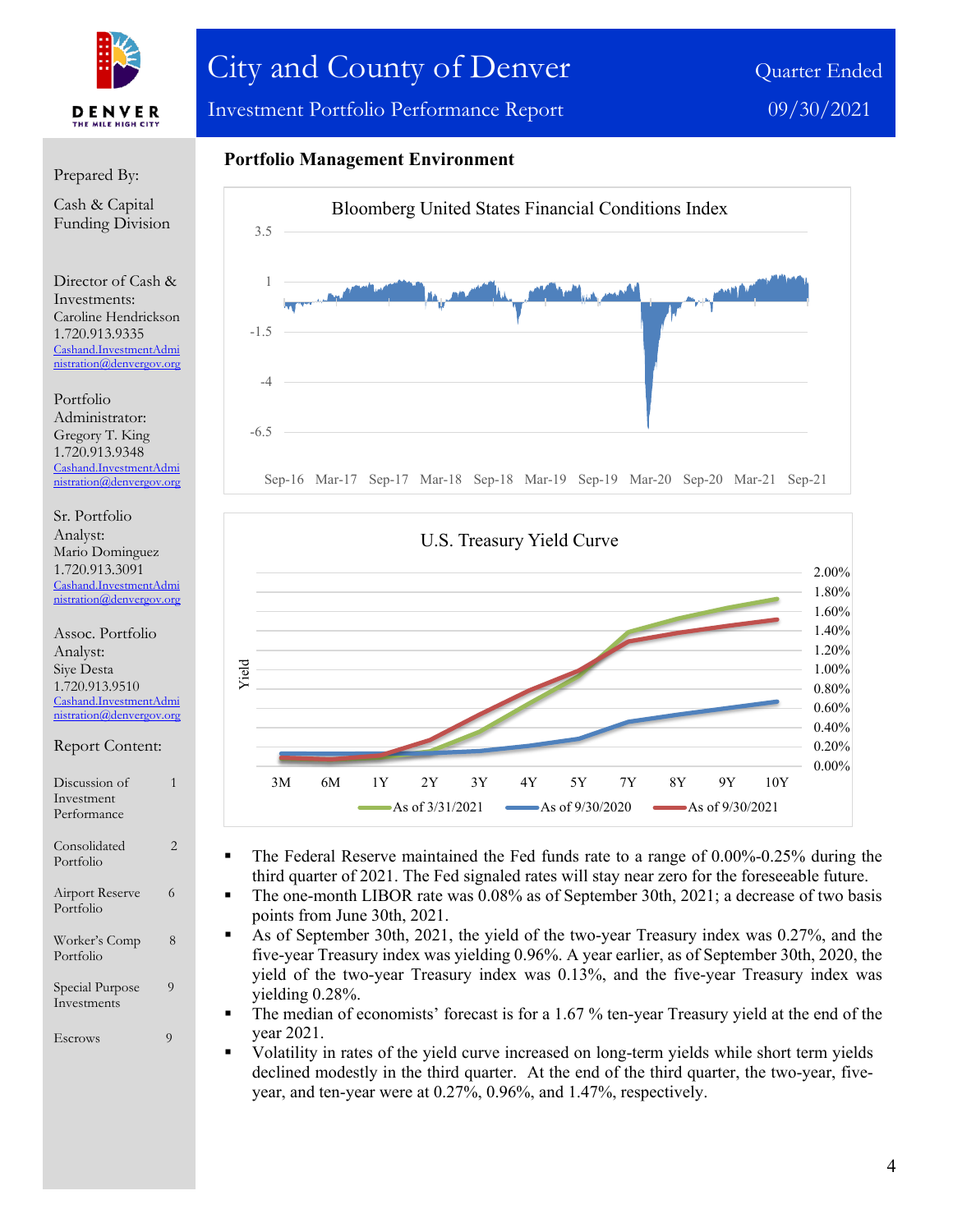# City and County of Denver

## Investment Portfolio Performance Report

Quarter Ended 09/30/2021

Prepared By:

Cash & Capital Funding Division

Director of Cash & Investments:
Caroline Hendrickson
1.720.913.9335
Cashand.InvestmentAdministration@denvergov.org

Portfolio Administrator:
Gregory T. King
1.720.913.9348
Cashand.InvestmentAdministration@denvergov.org

Sr. Portfolio Analyst:
Mario Dominguez
1.720.913.3091
Cashand.InvestmentAdministration@denvergov.org

Assoc. Portfolio Analyst:
Siye Desta
1.720.913.9510
Cashand.InvestmentAdministration@denvergov.org

Report Content:

| | |
|---|---|
| Discussion of Investment Performance | 1 |
| Consolidated Portfolio | 2 |
| Airport Reserve Portfolio | 6 |
| Worker's Comp Portfolio | 8 |
| Special Purpose Investments | 9 |
| Escrows | 9 |

### Portfolio Management Environment

Bloomberg United States Financial Conditions Index

U.S. Treasury Yield Curve

- The Federal Reserve maintained the Fed funds rate to a range of 0.00%-0.25% during the third quarter of 2021. The Fed signaled rates will stay near zero for the foreseeable future.
- The one-month LIBOR rate was 0.08% as of September 30th, 2021; a decrease of two basis points from June 30th, 2021.
- As of September 30th, 2021, the yield of the two-year Treasury index was 0.27%, and the five-year Treasury index was yielding 0.96%. A year earlier, as of September 30th, 2020, the yield of the two-year Treasury index was 0.13%, and the five-year Treasury index was yielding 0.28%.
- The median of economists' forecast is for a 1.67 % ten-year Treasury yield at the end of the year 2021.
- Volatility in rates of the yield curve increased on long-term yields while short term yields declined modestly in the third quarter. At the end of the third quarter, the two-year, five-year, and ten-year were at 0.27%, 0.96%, and 1.47%, respectively.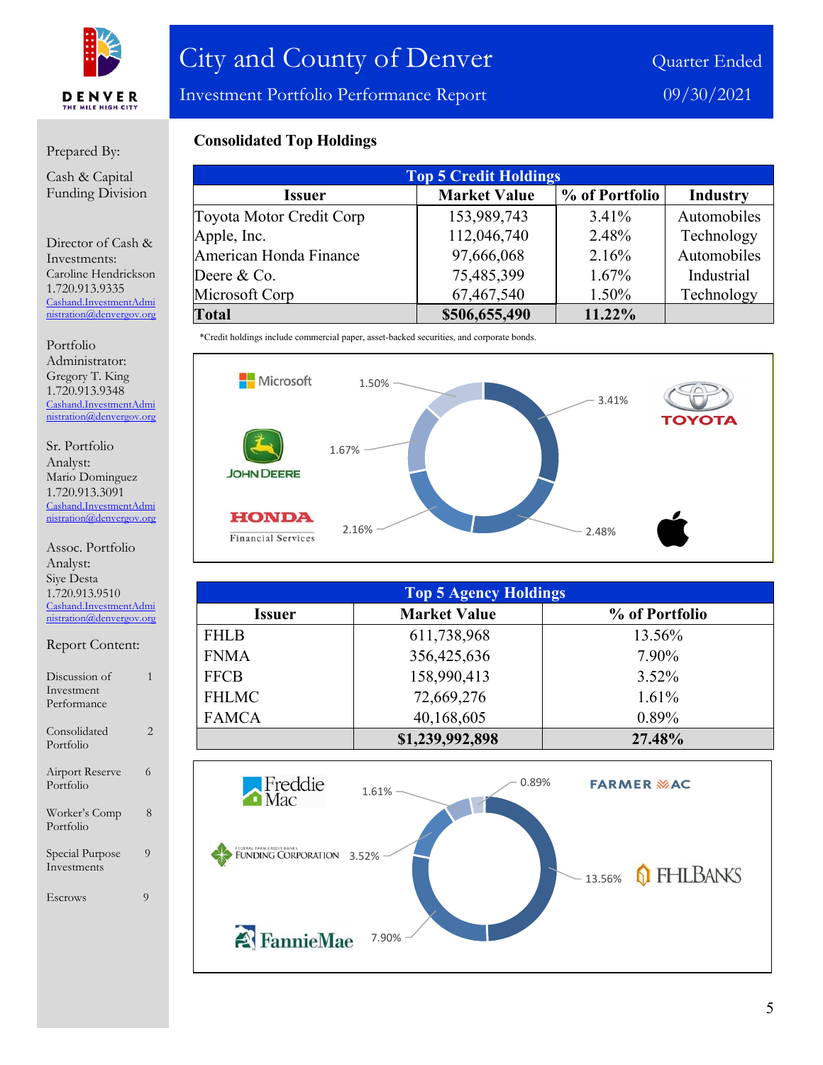Prepared By:

Cash & Capital Funding Division

Director of Cash & Investments:
Caroline Hendrickson
1.720.913.9335
Cashand.InvestmentAdministration@denvergov.org

Portfolio Administrator:
Gregory T. King
1.720.913.9348
Cashand.InvestmentAdministration@denvergov.org

Sr. Portfolio Analyst:
Mario Dominguez
1.720.913.3091
Cashand.InvestmentAdministration@denvergov.org

Assoc. Portfolio Analyst:
Siye Desta
1.720.913.9510
Cashand.InvestmentAdministration@denvergov.org

Report Content:

| | |
|---|---|
| Discussion of Investment Performance | 1 |
| Consolidated Portfolio | 2 |
| Airport Reserve Portfolio | 6 |
| Worker's Comp Portfolio | 8 |
| Special Purpose Investments | 9 |
| Escrows | 9 |

# City and County of Denver

Investment Portfolio Performance Report

Quarter Ended 09/30/2021

## Consolidated Top Holdings

| Top 5 Credit Holdings | | | |
|---|---|---|---|
| **Issuer** | **Market Value** | **% of Portfolio** | **Industry** |
| Toyota Motor Credit Corp | 153,989,743 | 3.41% | Automobiles |
| Apple, Inc. | 112,046,740 | 2.48% | Technology |
| American Honda Finance | 97,666,068 | 2.16% | Automobiles |
| Deere & Co. | 75,485,399 | 1.67% | Industrial |
| Microsoft Corp | 67,467,540 | 1.50% | Technology |
| **Total** | **$506,655,490** | **11.22%** | |

*Credit holdings include commercial paper, asset-backed securities, and corporate bonds.

Microsoft 1.50% · Toyota 3.41% · John Deere 1.67% · Honda Financial Services 2.16% · Apple 2.48%

| Top 5 Agency Holdings | | |
|---|---|---|
| **Issuer** | **Market Value** | **% of Portfolio** |
| FHLB | 611,738,968 | 13.56% |
| FNMA | 356,425,636 | 7.90% |
| FFCB | 158,990,413 | 3.52% |
| FHLMC | 72,669,276 | 1.61% |
| FAMCA | 40,168,605 | 0.89% |
| | **$1,239,992,898** | **27.48%** |

Freddie Mac 1.61% · Farmer Mac 0.89% · Federal Farm Credit Banks Funding Corporation 3.52% · FHLBanks 13.56% · FannieMae 7.90%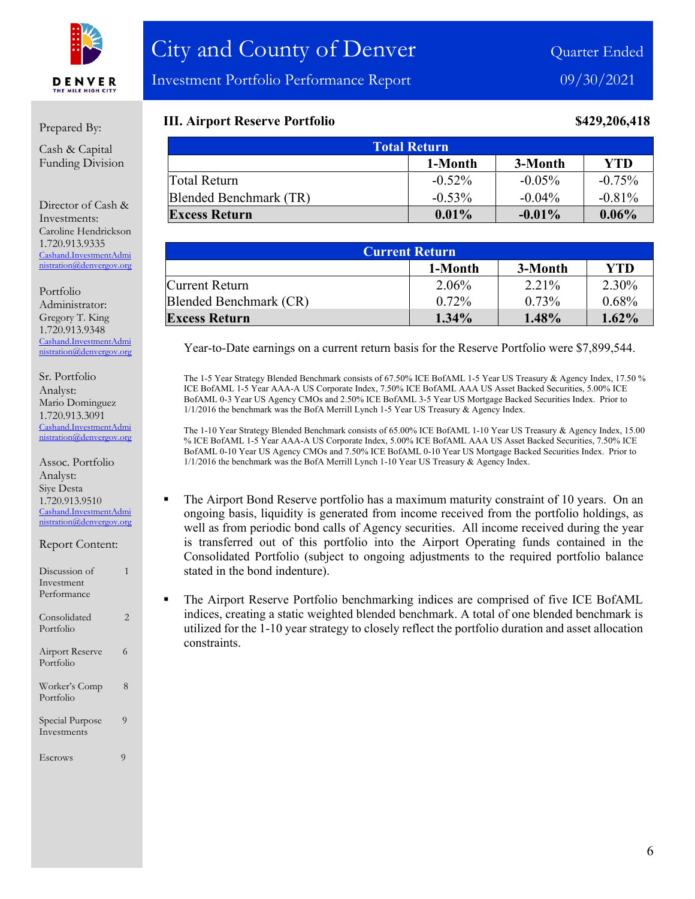# City and County of Denver

Investment Portfolio Performance Report

Quarter Ended 09/30/2021

Prepared By:

Cash & Capital Funding Division

Director of Cash & Investments:
Caroline Hendrickson
1.720.913.9335
Cashand.InvestmentAdministration@denvergov.org

Portfolio Administrator:
Gregory T. King
1.720.913.9348
Cashand.InvestmentAdministration@denvergov.org

Sr. Portfolio Analyst:
Mario Dominguez
1.720.913.3091
Cashand.InvestmentAdministration@denvergov.org

Assoc. Portfolio Analyst:
Siye Desta
1.720.913.9510
Cashand.InvestmentAdministration@denvergov.org

Report Content:

| | |
|---|---|
| Discussion of Investment Performance | 1 |
| Consolidated Portfolio | 2 |
| Airport Reserve Portfolio | 6 |
| Worker's Comp Portfolio | 8 |
| Special Purpose Investments | 9 |
| Escrows | 9 |

## III. Airport Reserve Portfolio — $429,206,418

| Total Return | 1-Month | 3-Month | YTD |
|---|---|---|---|
| Total Return | -0.52% | -0.05% | -0.75% |
| Blended Benchmark (TR) | -0.53% | -0.04% | -0.81% |
| **Excess Return** | **0.01%** | **-0.01%** | **0.06%** |

| Current Return | 1-Month | 3-Month | YTD |
|---|---|---|---|
| Current Return | 2.06% | 2.21% | 2.30% |
| Blended Benchmark (CR) | 0.72% | 0.73% | 0.68% |
| **Excess Return** | **1.34%** | **1.48%** | **1.62%** |

Year-to-Date earnings on a current return basis for the Reserve Portfolio were $7,899,544.

The 1-5 Year Strategy Blended Benchmark consists of 67.50% ICE BofAML 1-5 Year US Treasury & Agency Index, 17.50 % ICE BofAML 1-5 Year AAA-A US Corporate Index, 7.50% ICE BofAML AAA US Asset Backed Securities, 5.00% ICE BofAML 0-3 Year US Agency CMOs and 2.50% ICE BofAML 3-5 Year US Mortgage Backed Securities Index. Prior to 1/1/2016 the benchmark was the BofA Merrill Lynch 1-5 Year US Treasury & Agency Index.

The 1-10 Year Strategy Blended Benchmark consists of 65.00% ICE BofAML 1-10 Year US Treasury & Agency Index, 15.00 % ICE BofAML 1-5 Year AAA-A US Corporate Index, 5.00% ICE BofAML AAA US Asset Backed Securities, 7.50% ICE BofAML 0-10 Year US Agency CMOs and 7.50% ICE BofAML 0-10 Year US Mortgage Backed Securities Index. Prior to 1/1/2016 the benchmark was the BofA Merrill Lynch 1-10 Year US Treasury & Agency Index.

- The Airport Bond Reserve portfolio has a maximum maturity constraint of 10 years. On an ongoing basis, liquidity is generated from income received from the portfolio holdings, as well as from periodic bond calls of Agency securities. All income received during the year is transferred out of this portfolio into the Airport Operating funds contained in the Consolidated Portfolio (subject to ongoing adjustments to the required portfolio balance stated in the bond indenture).
- The Airport Reserve Portfolio benchmarking indices are comprised of five ICE BofAML indices, creating a static weighted blended benchmark. A total of one blended benchmark is utilized for the 1-10 year strategy to closely reflect the portfolio duration and asset allocation constraints.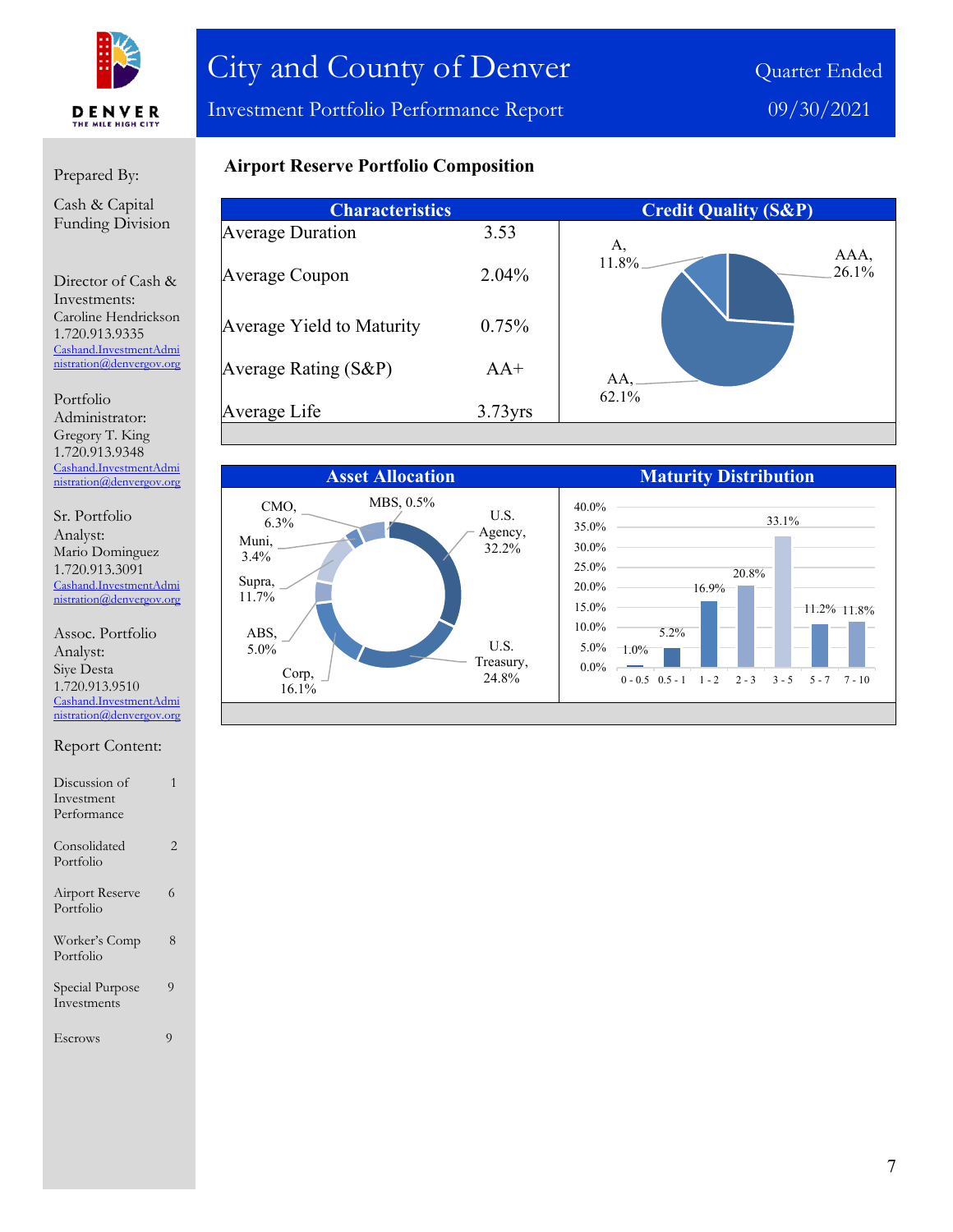# City and County of Denver

Investment Portfolio Performance Report

Quarter Ended 09/30/2021

Prepared By:

Cash & Capital Funding Division

Director of Cash & Investments:
Caroline Hendrickson
1.720.913.9335
Cashand.InvestmentAdministration@denvergov.org

Portfolio Administrator:
Gregory T. King
1.720.913.9348
Cashand.InvestmentAdministration@denvergov.org

Sr. Portfolio Analyst:
Mario Dominguez
1.720.913.3091
Cashand.InvestmentAdministration@denvergov.org

Assoc. Portfolio Analyst:
Siye Desta
1.720.913.9510
Cashand.InvestmentAdministration@denvergov.org

Report Content:

| | |
|---|---|
| Discussion of Investment Performance | 1 |
| Consolidated Portfolio | 2 |
| Airport Reserve Portfolio | 6 |
| Worker's Comp Portfolio | 8 |
| Special Purpose Investments | 9 |
| Escrows | 9 |

## Airport Reserve Portfolio Composition

### Characteristics

| Characteristic | Value |
|---|---|
| Average Duration | 3.53 |
| Average Coupon | 2.04% |
| Average Yield to Maturity | 0.75% |
| Average Rating (S&P) | AA+ |
| Average Life | 3.73yrs |

### Credit Quality (S&P)

| Rating | % |
|---|---|
| AAA | 26.1% |
| AA | 62.1% |
| A | 11.8% |

### Asset Allocation

| Asset | % |
|---|---|
| U.S. Agency | 32.2% |
| U.S. Treasury | 24.8% |
| Corp | 16.1% |
| ABS | 5.0% |
| Supra | 11.7% |
| Muni | 3.4% |
| CMO | 6.3% |
| MBS | 0.5% |

### Maturity Distribution

| Years | % |
|---|---|
| 0 - 0.5 | 1.0% |
| 0.5 - 1 | 5.2% |
| 1 - 2 | 16.9% |
| 2 - 3 | 20.8% |
| 3 - 5 | 33.1% |
| 5 - 7 | 11.2% |
| 7 - 10 | 11.8% |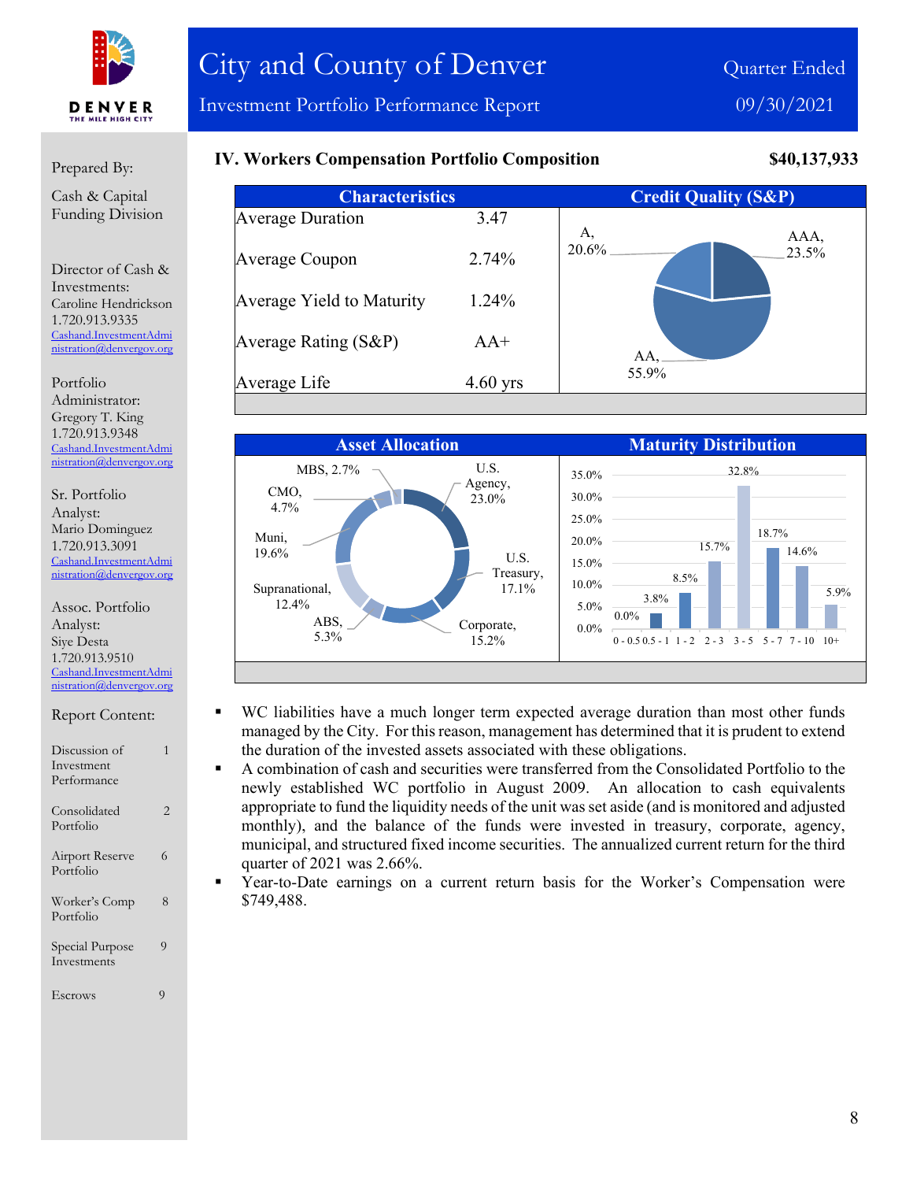City and County of Denver

Investment Portfolio Performance Report

Quarter Ended 09/30/2021

Prepared By:

Cash & Capital Funding Division

Director of Cash & Investments:
Caroline Hendrickson
1.720.913.9335
Cashand.InvestmentAdministration@denvergov.org

Portfolio Administrator:
Gregory T. King
1.720.913.9348
Cashand.InvestmentAdministration@denvergov.org

Sr. Portfolio Analyst:
Mario Dominguez
1.720.913.3091
Cashand.InvestmentAdministration@denvergov.org

Assoc. Portfolio Analyst:
Siye Desta
1.720.913.9510
Cashand.InvestmentAdministration@denvergov.org

Report Content:

| | |
|---|---|
| Discussion of Investment Performance | 1 |
| Consolidated Portfolio | 2 |
| Airport Reserve Portfolio | 6 |
| Worker's Comp Portfolio | 8 |
| Special Purpose Investments | 9 |
| Escrows | 9 |

## IV. Workers Compensation Portfolio Composition **$40,137,933**

| Characteristics | |
|---|---|
| Average Duration | 3.47 |
| Average Coupon | 2.74% |
| Average Yield to Maturity | 1.24% |
| Average Rating (S&P) | AA+ |
| Average Life | 4.60 yrs |

**Credit Quality (S&P)**

| Rating | % |
|---|---|
| AAA | 23.5% |
| AA | 55.9% |
| A | 20.6% |

**Asset Allocation**

| Asset | % |
|---|---|
| U.S. Agency | 23.0% |
| U.S. Treasury | 17.1% |
| Corporate | 15.2% |
| ABS | 5.3% |
| Supranational | 12.4% |
| Muni | 19.6% |
| CMO | 4.7% |
| MBS | 2.7% |

**Maturity Distribution**

| Years | % |
|---|---|
| 0 - 0.5 | 0.0% |
| 0.5 - 1 | 3.8% |
| 1 - 2 | 8.5% |
| 2 - 3 | 15.7% |
| 3 - 5 | 32.8% |
| 5 - 7 | 18.7% |
| 7 - 10 | 14.6% |
| 10+ | 5.9% |

- WC liabilities have a much longer term expected average duration than most other funds managed by the City. For this reason, management has determined that it is prudent to extend the duration of the invested assets associated with these obligations.
- A combination of cash and securities were transferred from the Consolidated Portfolio to the newly established WC portfolio in August 2009. An allocation to cash equivalents appropriate to fund the liquidity needs of the unit was set aside (and is monitored and adjusted monthly), and the balance of the funds were invested in treasury, corporate, agency, municipal, and structured fixed income securities. The annualized current return for the third quarter of 2021 was 2.66%.
- Year-to-Date earnings on a current return basis for the Worker's Compensation were $749,488.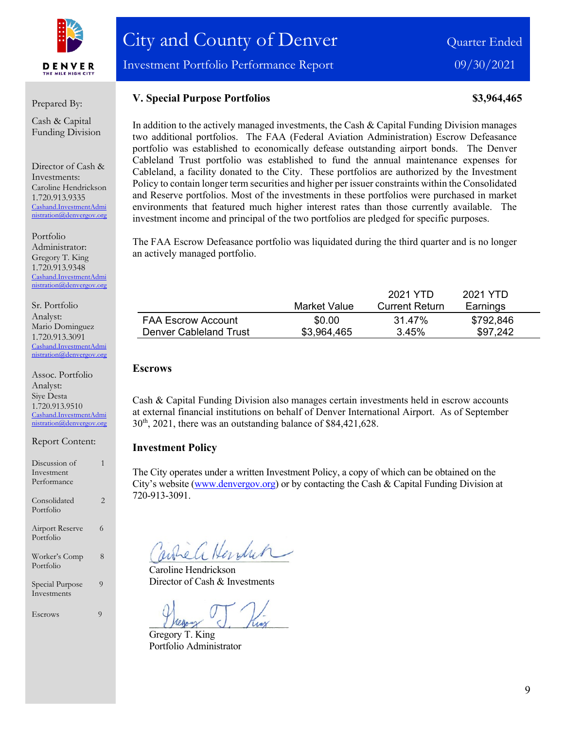# City and County of Denver

Investment Portfolio Performance Report

Quarter Ended 09/30/2021

Prepared By:

Cash & Capital Funding Division

Director of Cash & Investments:
Caroline Hendrickson
1.720.913.9335
Cashand.InvestmentAdministration@denvergov.org

Portfolio Administrator:
Gregory T. King
1.720.913.9348
Cashand.InvestmentAdministration@denvergov.org

Sr. Portfolio Analyst:
Mario Dominguez
1.720.913.3091
Cashand.InvestmentAdministration@denvergov.org

Assoc. Portfolio Analyst:
Siye Desta
1.720.913.9510
Cashand.InvestmentAdministration@denvergov.org

Report Content:

| | |
|---|---|
| Discussion of Investment Performance | 1 |
| Consolidated Portfolio | 2 |
| Airport Reserve Portfolio | 6 |
| Worker's Comp Portfolio | 8 |
| Special Purpose Investments | 9 |
| Escrows | 9 |

## V. Special Purpose Portfolios — $3,964,465

In addition to the actively managed investments, the Cash & Capital Funding Division manages two additional portfolios. The FAA (Federal Aviation Administration) Escrow Defeasance portfolio was established to economically defease outstanding airport bonds. The Denver Cableland Trust portfolio was established to fund the annual maintenance expenses for Cableland, a facility donated to the City. These portfolios are authorized by the Investment Policy to contain longer term securities and higher per issuer constraints within the Consolidated and Reserve portfolios. Most of the investments in these portfolios were purchased in market environments that featured much higher interest rates than those currently available. The investment income and principal of the two portfolios are pledged for specific purposes.

The FAA Escrow Defeasance portfolio was liquidated during the third quarter and is no longer an actively managed portfolio.

| | Market Value | 2021 YTD Current Return | 2021 YTD Earnings |
|---|---|---|---|
| FAA Escrow Account | $0.00 | 31.47% | $792,846 |
| Denver Cableland Trust | $3,964,465 | 3.45% | $97,242 |

### Escrows

Cash & Capital Funding Division also manages certain investments held in escrow accounts at external financial institutions on behalf of Denver International Airport. As of September 30th, 2021, there was an outstanding balance of $84,421,628.

### Investment Policy

The City operates under a written Investment Policy, a copy of which can be obtained on the City's website (www.denvergov.org) or by contacting the Cash & Capital Funding Division at 720-913-3091.

Caroline Hendrickson
Director of Cash & Investments

Gregory T. King
Portfolio Administrator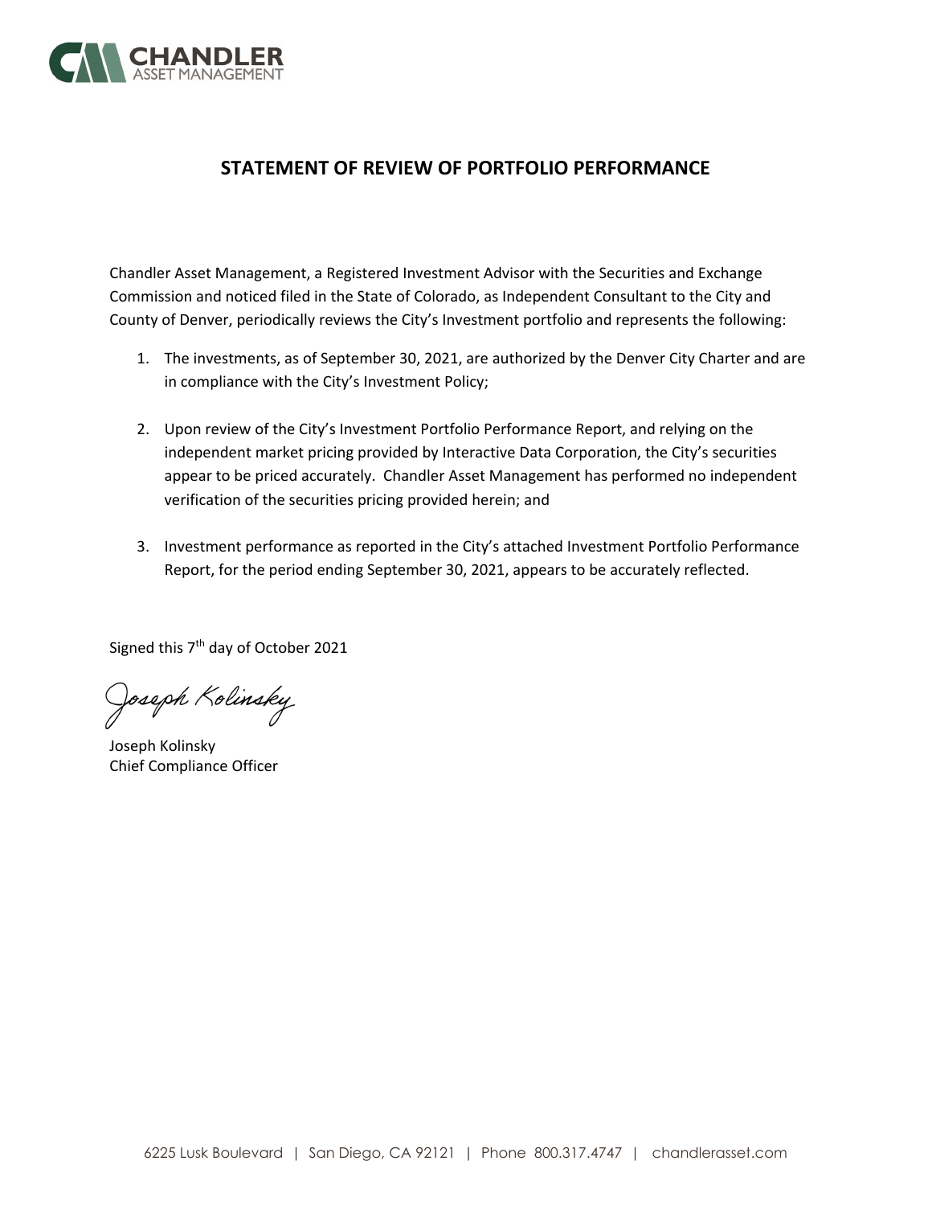CHANDLER
ASSET MANAGEMENT

# STATEMENT OF REVIEW OF PORTFOLIO PERFORMANCE

Chandler Asset Management, a Registered Investment Advisor with the Securities and Exchange Commission and noticed filed in the State of Colorado, as Independent Consultant to the City and County of Denver, periodically reviews the City's Investment portfolio and represents the following:

1. The investments, as of September 30, 2021, are authorized by the Denver City Charter and are in compliance with the City's Investment Policy;

2. Upon review of the City's Investment Portfolio Performance Report, and relying on the independent market pricing provided by Interactive Data Corporation, the City's securities appear to be priced accurately. Chandler Asset Management has performed no independent verification of the securities pricing provided herein; and

3. Investment performance as reported in the City's attached Investment Portfolio Performance Report, for the period ending September 30, 2021, appears to be accurately reflected.

Signed this 7th day of October 2021

Joseph Kolinsky

Joseph Kolinsky
Chief Compliance Officer

6225 Lusk Boulevard | San Diego, CA 92121 | Phone 800.317.4747 | chandlerasset.com